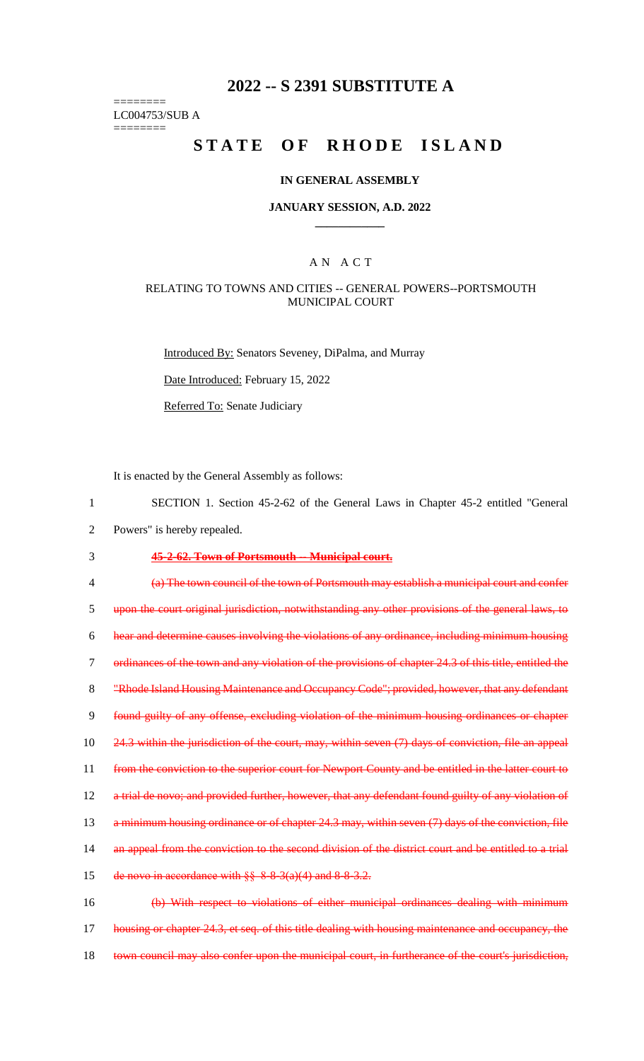# 2022 -- S 2391 SUBSTITUTE A

========
LC004753/SUB A
========

# STATE OF RHODE ISLAND

## IN GENERAL ASSEMBLY

### JANUARY SESSION, A.D. 2022

---

### A N A C T

RELATING TO TOWNS AND CITIES -- GENERAL POWERS--PORTSMOUTH MUNICIPAL COURT

Introduced By: Senators Seveney, DiPalma, and Murray

Date Introduced: February 15, 2022

Referred To: Senate Judiciary

It is enacted by the General Assembly as follows:

1 SECTION 1. Section 45-2-62 of the General Laws in Chapter 45-2 entitled "General
2 Powers" is hereby repealed.

3 ~~**45-2-62. Town of Portsmouth -- Municipal court.**~~

4 ~~(a) The town council of the town of Portsmouth may establish a municipal court and confer~~
5 ~~upon the court original jurisdiction, notwithstanding any other provisions of the general laws, to~~
6 ~~hear and determine causes involving the violations of any ordinance, including minimum housing~~
7 ~~ordinances of the town and any violation of the provisions of chapter 24.3 of this title, entitled the~~
8 ~~"Rhode Island Housing Maintenance and Occupancy Code"; provided, however, that any defendant~~
9 ~~found guilty of any offense, excluding violation of the minimum housing ordinances or chapter~~
10 ~~24.3 within the jurisdiction of the court, may, within seven (7) days of conviction, file an appeal~~
11 ~~from the conviction to the superior court for Newport County and be entitled in the latter court to~~
12 ~~a trial de novo; and provided further, however, that any defendant found guilty of any violation of~~
13 ~~a minimum housing ordinance or of chapter 24.3 may, within seven (7) days of the conviction, file~~
14 ~~an appeal from the conviction to the second division of the district court and be entitled to a trial~~
15 ~~de novo in accordance with §§ 8-8-3(a)(4) and 8-8-3.2.~~

16 ~~(b) With respect to violations of either municipal ordinances dealing with minimum~~
17 ~~housing or chapter 24.3, et seq. of this title dealing with housing maintenance and occupancy, the~~
18 ~~town council may also confer upon the municipal court, in furtherance of the court's jurisdiction,~~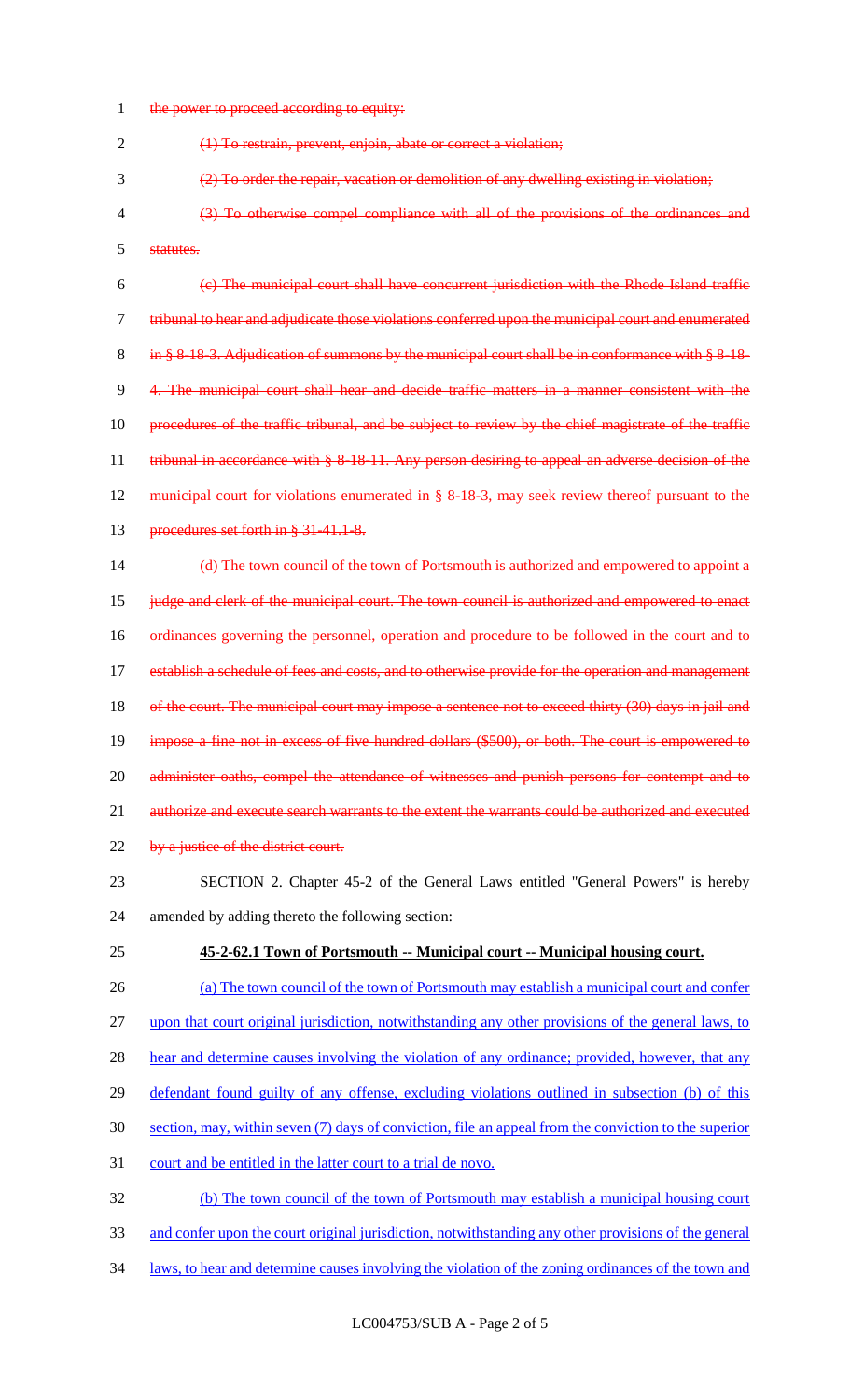~~the power to proceed according to equity:~~

~~(1) To restrain, prevent, enjoin, abate or correct a violation;~~

~~(2) To order the repair, vacation or demolition of any dwelling existing in violation;~~

~~(3) To otherwise compel compliance with all of the provisions of the ordinances and statutes.~~

~~(c) The municipal court shall have concurrent jurisdiction with the Rhode Island traffic tribunal to hear and adjudicate those violations conferred upon the municipal court and enumerated in § 8-18-3. Adjudication of summons by the municipal court shall be in conformance with § 8-18-4. The municipal court shall hear and decide traffic matters in a manner consistent with the procedures of the traffic tribunal, and be subject to review by the chief magistrate of the traffic tribunal in accordance with § 8-18-11. Any person desiring to appeal an adverse decision of the municipal court for violations enumerated in § 8-18-3, may seek review thereof pursuant to the procedures set forth in § 31-41.1-8.~~

~~(d) The town council of the town of Portsmouth is authorized and empowered to appoint a judge and clerk of the municipal court. The town council is authorized and empowered to enact ordinances governing the personnel, operation and procedure to be followed in the court and to establish a schedule of fees and costs, and to otherwise provide for the operation and management of the court. The municipal court may impose a sentence not to exceed thirty (30) days in jail and impose a fine not in excess of five hundred dollars ($500), or both. The court is empowered to administer oaths, compel the attendance of witnesses and punish persons for contempt and to authorize and execute search warrants to the extent the warrants could be authorized and executed by a justice of the district court.~~

SECTION 2. Chapter 45-2 of the General Laws entitled "General Powers" is hereby amended by adding thereto the following section:

<u>**45-2-62.1 Town of Portsmouth -- Municipal court -- Municipal housing court.**</u>

<u>(a) The town council of the town of Portsmouth may establish a municipal court and confer upon that court original jurisdiction, notwithstanding any other provisions of the general laws, to hear and determine causes involving the violation of any ordinance; provided, however, that any defendant found guilty of any offense, excluding violations outlined in subsection (b) of this section, may, within seven (7) days of conviction, file an appeal from the conviction to the superior court and be entitled in the latter court to a trial de novo.</u>

<u>(b) The town council of the town of Portsmouth may establish a municipal housing court and confer upon the court original jurisdiction, notwithstanding any other provisions of the general laws, to hear and determine causes involving the violation of the zoning ordinances of the town and</u>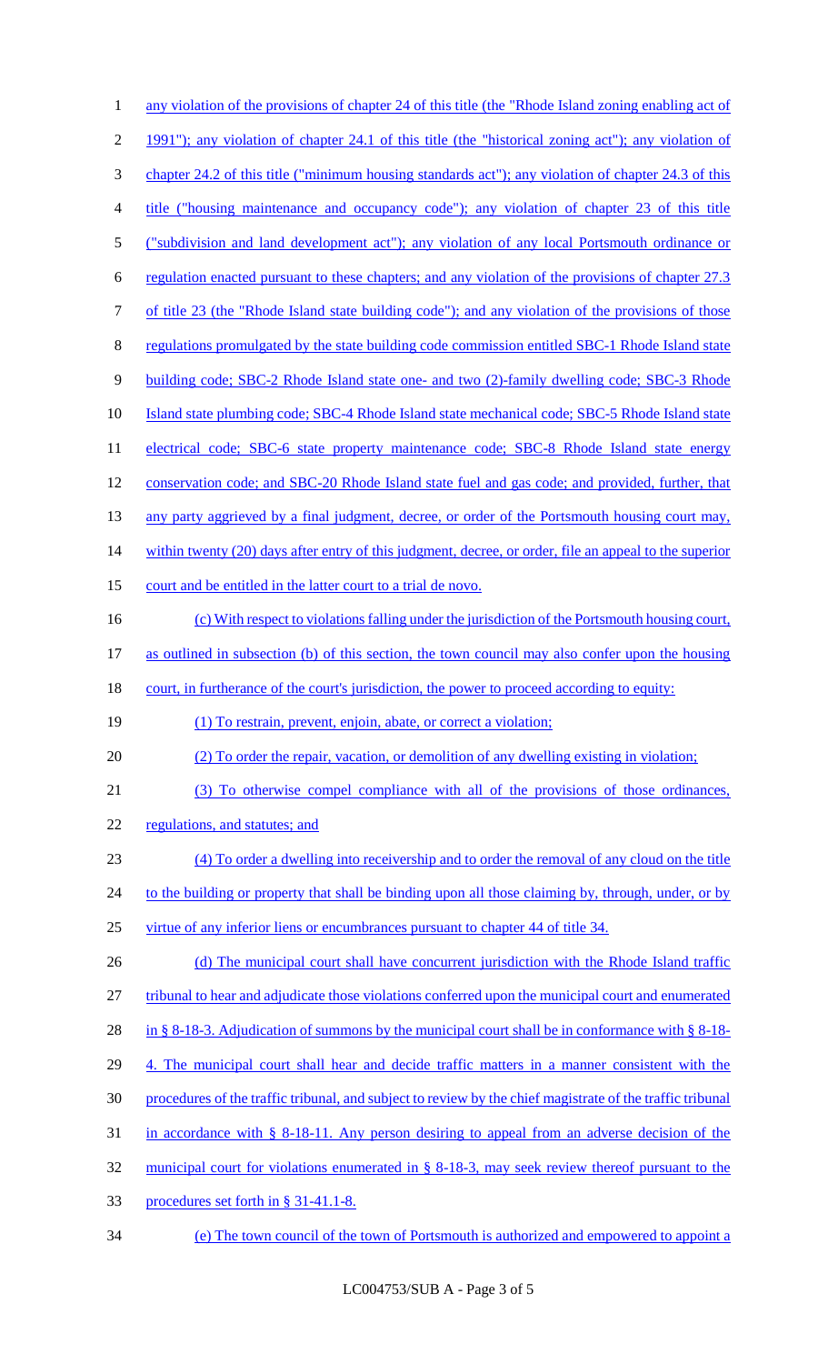any violation of the provisions of chapter 24 of this title (the "Rhode Island zoning enabling act of 1991"); any violation of chapter 24.1 of this title (the "historical zoning act"); any violation of chapter 24.2 of this title ("minimum housing standards act"); any violation of chapter 24.3 of this title ("housing maintenance and occupancy code"); any violation of chapter 23 of this title ("subdivision and land development act"); any violation of any local Portsmouth ordinance or regulation enacted pursuant to these chapters; and any violation of the provisions of chapter 27.3 of title 23 (the "Rhode Island state building code"); and any violation of the provisions of those regulations promulgated by the state building code commission entitled SBC-1 Rhode Island state building code; SBC-2 Rhode Island state one- and two (2)-family dwelling code; SBC-3 Rhode Island state plumbing code; SBC-4 Rhode Island state mechanical code; SBC-5 Rhode Island state electrical code; SBC-6 state property maintenance code; SBC-8 Rhode Island state energy conservation code; and SBC-20 Rhode Island state fuel and gas code; and provided, further, that any party aggrieved by a final judgment, decree, or order of the Portsmouth housing court may, within twenty (20) days after entry of this judgment, decree, or order, file an appeal to the superior court and be entitled in the latter court to a trial de novo.

(c) With respect to violations falling under the jurisdiction of the Portsmouth housing court, as outlined in subsection (b) of this section, the town council may also confer upon the housing court, in furtherance of the court's jurisdiction, the power to proceed according to equity:

(1) To restrain, prevent, enjoin, abate, or correct a violation;

(2) To order the repair, vacation, or demolition of any dwelling existing in violation;

(3) To otherwise compel compliance with all of the provisions of those ordinances, regulations, and statutes; and

(4) To order a dwelling into receivership and to order the removal of any cloud on the title to the building or property that shall be binding upon all those claiming by, through, under, or by virtue of any inferior liens or encumbrances pursuant to chapter 44 of title 34.

(d) The municipal court shall have concurrent jurisdiction with the Rhode Island traffic tribunal to hear and adjudicate those violations conferred upon the municipal court and enumerated in § 8-18-3. Adjudication of summons by the municipal court shall be in conformance with § 8-18-4. The municipal court shall hear and decide traffic matters in a manner consistent with the procedures of the traffic tribunal, and subject to review by the chief magistrate of the traffic tribunal in accordance with § 8-18-11. Any person desiring to appeal from an adverse decision of the municipal court for violations enumerated in § 8-18-3, may seek review thereof pursuant to the procedures set forth in § 31-41.1-8.

(e) The town council of the town of Portsmouth is authorized and empowered to appoint a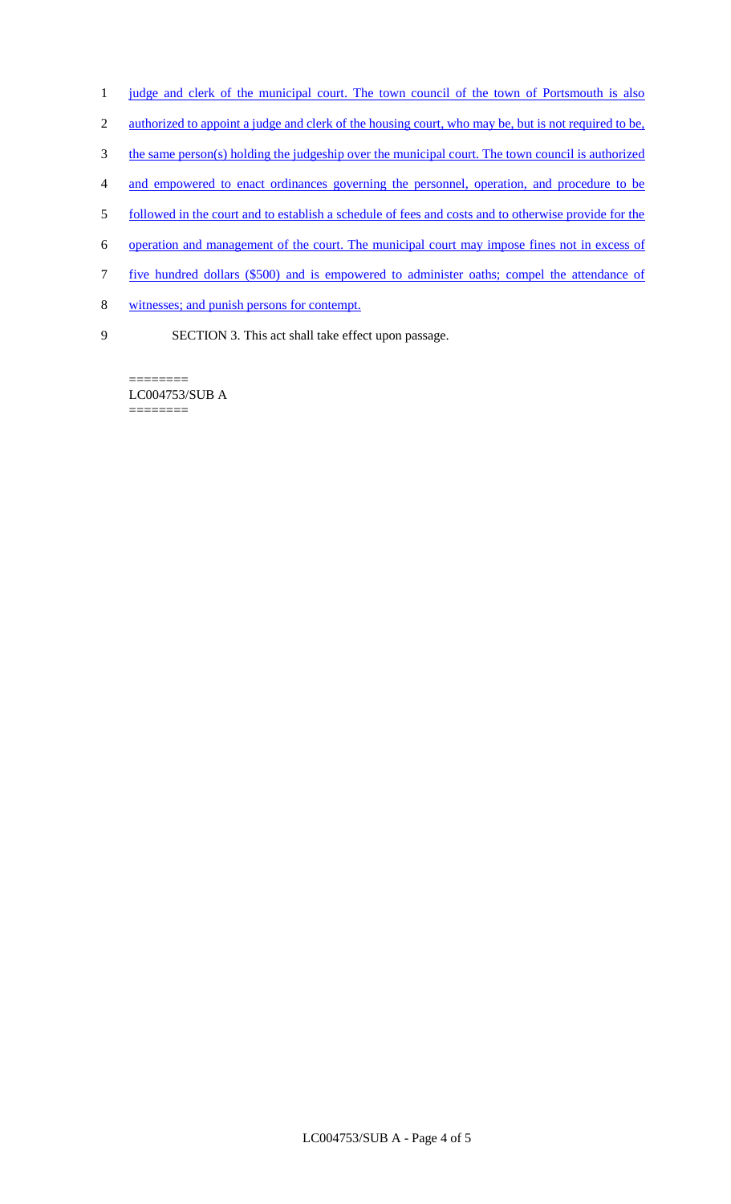judge and clerk of the municipal court. The town council of the town of Portsmouth is also authorized to appoint a judge and clerk of the housing court, who may be, but is not required to be, the same person(s) holding the judgeship over the municipal court. The town council is authorized and empowered to enact ordinances governing the personnel, operation, and procedure to be followed in the court and to establish a schedule of fees and costs and to otherwise provide for the operation and management of the court. The municipal court may impose fines not in excess of five hundred dollars ($500) and is empowered to administer oaths; compel the attendance of witnesses; and punish persons for contempt.

SECTION 3. This act shall take effect upon passage.

========
LC004753/SUB A
========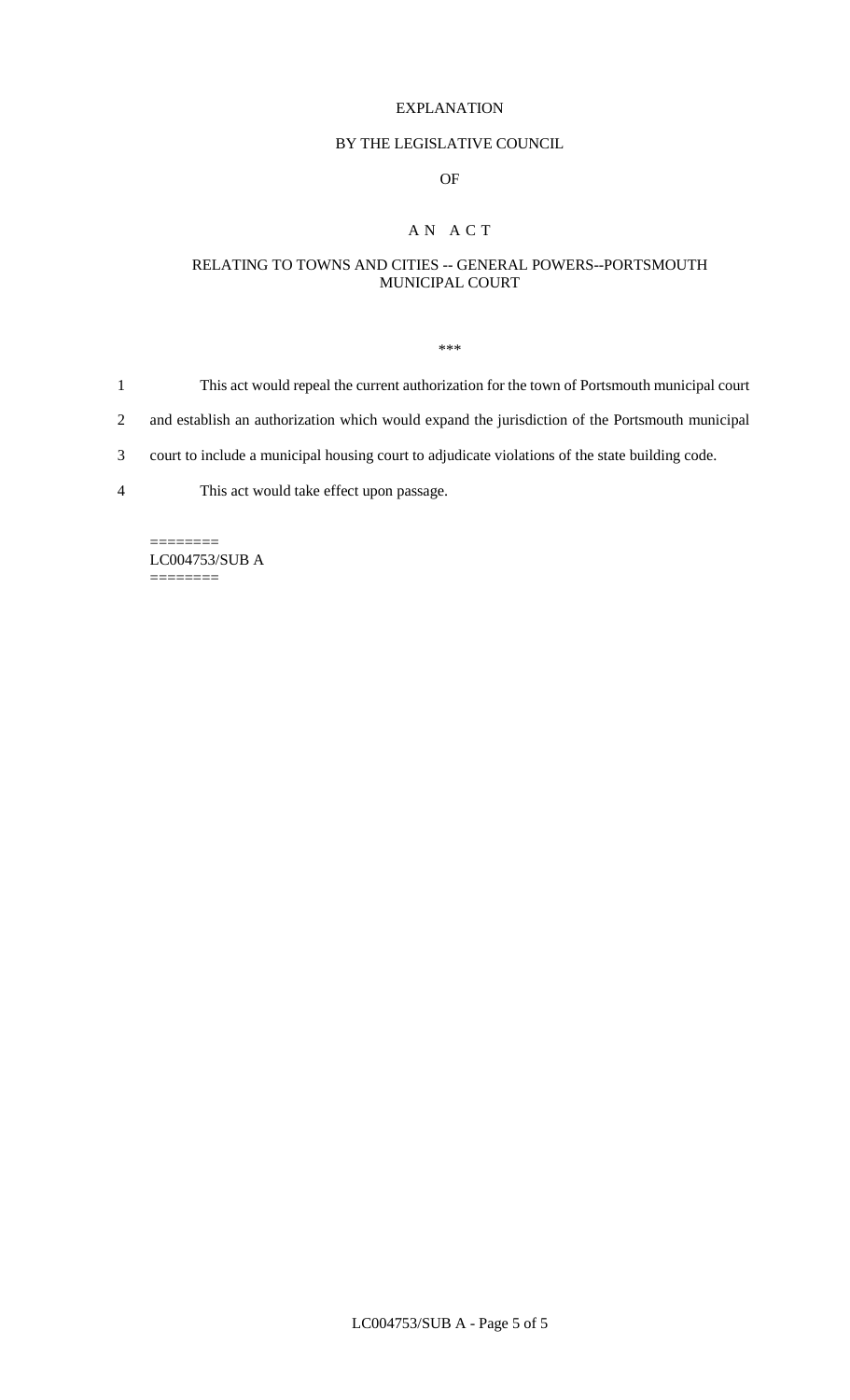EXPLANATION

BY THE LEGISLATIVE COUNCIL

OF

A N A C T

RELATING TO TOWNS AND CITIES -- GENERAL POWERS--PORTSMOUTH MUNICIPAL COURT

\*\*\*

1 This act would repeal the current authorization for the town of Portsmouth municipal court
2 and establish an authorization which would expand the jurisdiction of the Portsmouth municipal
3 court to include a municipal housing court to adjudicate violations of the state building code.
4 This act would take effect upon passage.

========
LC004753/SUB A
========